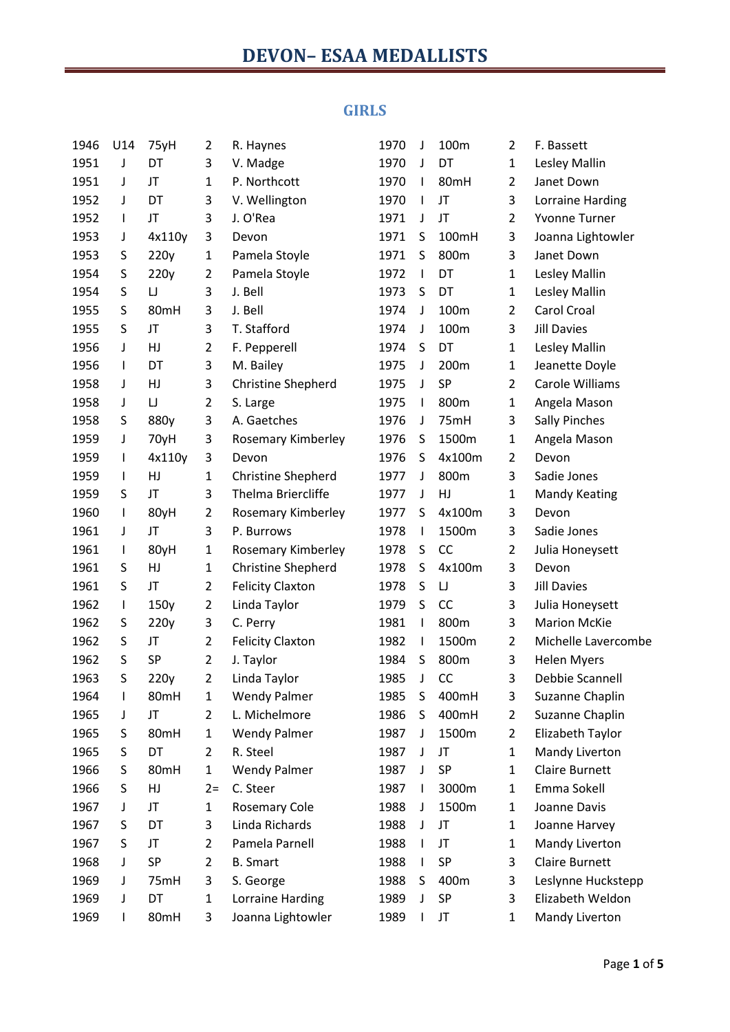# DEVON– ESAA MEDALLISTS

## GIRLS

| | | | | |
|---|---|---|---|---|
| 1946 | U14 | 75yH | 2 | R. Haynes |
| 1951 | J | DT | 3 | V. Madge |
| 1951 | J | JT | 1 | P. Northcott |
| 1952 | J | DT | 3 | V. Wellington |
| 1952 | I | JT | 3 | J. O'Rea |
| 1953 | J | 4x110y | 3 | Devon |
| 1953 | S | 220y | 1 | Pamela Stoyle |
| 1954 | S | 220y | 2 | Pamela Stoyle |
| 1954 | S | LJ | 3 | J. Bell |
| 1955 | S | 80mH | 3 | J. Bell |
| 1955 | S | JT | 3 | T. Stafford |
| 1956 | J | HJ | 2 | F. Pepperell |
| 1956 | I | DT | 3 | M. Bailey |
| 1958 | J | HJ | 3 | Christine Shepherd |
| 1958 | J | LJ | 2 | S. Large |
| 1958 | S | 880y | 3 | A. Gaetches |
| 1959 | J | 70yH | 3 | Rosemary Kimberley |
| 1959 | I | 4x110y | 3 | Devon |
| 1959 | I | HJ | 1 | Christine Shepherd |
| 1959 | S | JT | 3 | Thelma Briercliffe |
| 1960 | I | 80yH | 2 | Rosemary Kimberley |
| 1961 | J | JT | 3 | P. Burrows |
| 1961 | I | 80yH | 1 | Rosemary Kimberley |
| 1961 | S | HJ | 1 | Christine Shepherd |
| 1961 | S | JT | 2 | Felicity Claxton |
| 1962 | I | 150y | 2 | Linda Taylor |
| 1962 | S | 220y | 3 | C. Perry |
| 1962 | S | JT | 2 | Felicity Claxton |
| 1962 | S | SP | 2 | J. Taylor |
| 1963 | S | 220y | 2 | Linda Taylor |
| 1964 | I | 80mH | 1 | Wendy Palmer |
| 1965 | J | JT | 2 | L. Michelmore |
| 1965 | S | 80mH | 1 | Wendy Palmer |
| 1965 | S | DT | 2 | R. Steel |
| 1966 | S | 80mH | 1 | Wendy Palmer |
| 1966 | S | HJ | 2= | C. Steer |
| 1967 | J | JT | 1 | Rosemary Cole |
| 1967 | S | DT | 3 | Linda Richards |
| 1967 | S | JT | 2 | Pamela Parnell |
| 1968 | J | SP | 2 | B. Smart |
| 1969 | J | 75mH | 3 | S. George |
| 1969 | J | DT | 1 | Lorraine Harding |
| 1969 | I | 80mH | 3 | Joanna Lightowler |
| 1970 | J | 100m | 2 | F. Bassett |
| 1970 | J | DT | 1 | Lesley Mallin |
| 1970 | I | 80mH | 2 | Janet Down |
| 1970 | I | JT | 3 | Lorraine Harding |
| 1971 | J | JT | 2 | Yvonne Turner |
| 1971 | S | 100mH | 3 | Joanna Lightowler |
| 1971 | S | 800m | 3 | Janet Down |
| 1972 | I | DT | 1 | Lesley Mallin |
| 1973 | S | DT | 1 | Lesley Mallin |
| 1974 | J | 100m | 2 | Carol Croal |
| 1974 | J | 100m | 3 | Jill Davies |
| 1974 | S | DT | 1 | Lesley Mallin |
| 1975 | J | 200m | 1 | Jeanette Doyle |
| 1975 | J | SP | 2 | Carole Williams |
| 1975 | I | 800m | 1 | Angela Mason |
| 1976 | J | 75mH | 3 | Sally Pinches |
| 1976 | S | 1500m | 1 | Angela Mason |
| 1976 | S | 4x100m | 2 | Devon |
| 1977 | J | 800m | 3 | Sadie Jones |
| 1977 | J | HJ | 1 | Mandy Keating |
| 1977 | S | 4x100m | 3 | Devon |
| 1978 | I | 1500m | 3 | Sadie Jones |
| 1978 | S | CC | 2 | Julia Honeysett |
| 1978 | S | 4x100m | 3 | Devon |
| 1978 | S | LJ | 3 | Jill Davies |
| 1979 | S | CC | 3 | Julia Honeysett |
| 1981 | I | 800m | 3 | Marion McKie |
| 1982 | I | 1500m | 2 | Michelle Lavercombe |
| 1984 | S | 800m | 3 | Helen Myers |
| 1985 | J | CC | 3 | Debbie Scannell |
| 1985 | S | 400mH | 3 | Suzanne Chaplin |
| 1986 | S | 400mH | 2 | Suzanne Chaplin |
| 1987 | J | 1500m | 2 | Elizabeth Taylor |
| 1987 | J | JT | 1 | Mandy Liverton |
| 1987 | J | SP | 1 | Claire Burnett |
| 1987 | I | 3000m | 1 | Emma Sokell |
| 1988 | J | 1500m | 1 | Joanne Davis |
| 1988 | J | JT | 1 | Joanne Harvey |
| 1988 | I | JT | 1 | Mandy Liverton |
| 1988 | I | SP | 3 | Claire Burnett |
| 1988 | S | 400m | 3 | Leslynne Huckstepp |
| 1989 | J | SP | 3 | Elizabeth Weldon |
| 1989 | I | JT | 1 | Mandy Liverton |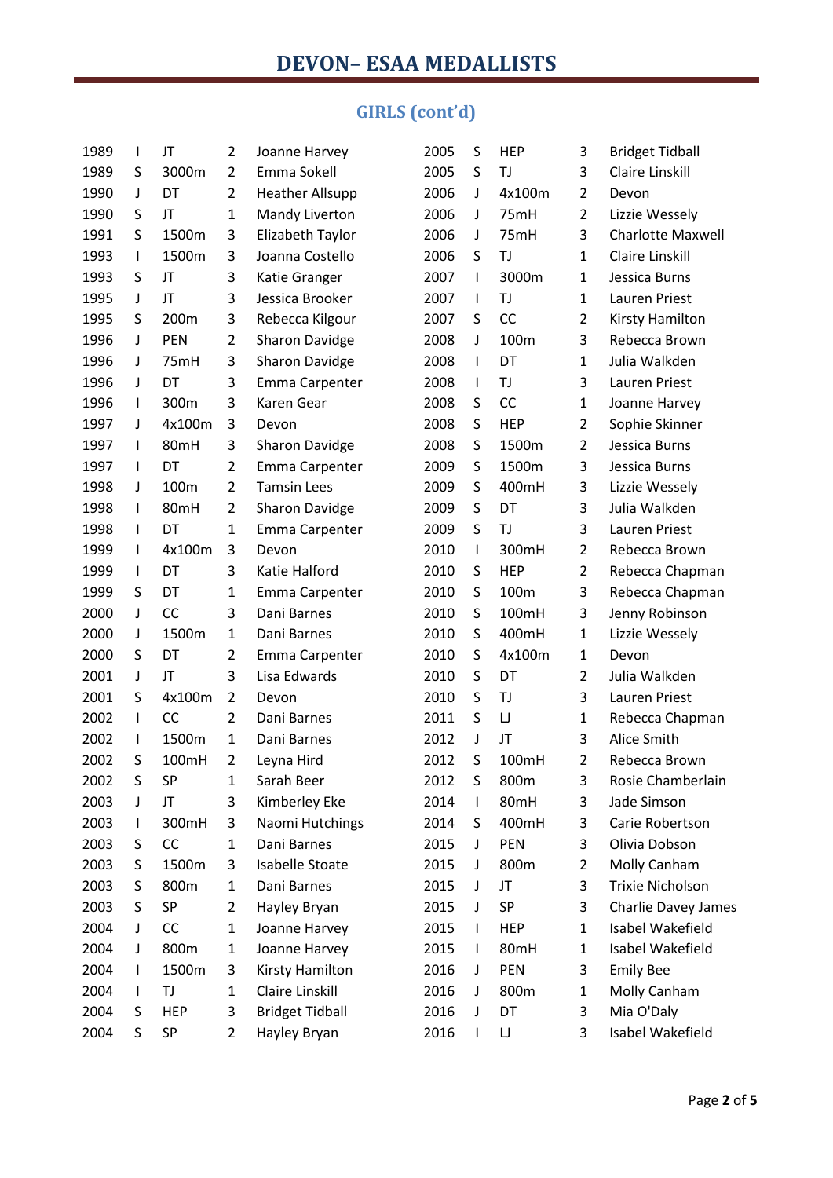# DEVON– ESAA MEDALLISTS

## GIRLS (cont'd)

| | | | | |
|---|---|---|---|---|
| 1989 | I | JT | 2 | Joanne Harvey |
| 1989 | S | 3000m | 2 | Emma Sokell |
| 1990 | J | DT | 2 | Heather Allsupp |
| 1990 | S | JT | 1 | Mandy Liverton |
| 1991 | S | 1500m | 3 | Elizabeth Taylor |
| 1993 | I | 1500m | 3 | Joanna Costello |
| 1993 | S | JT | 3 | Katie Granger |
| 1995 | J | JT | 3 | Jessica Brooker |
| 1995 | S | 200m | 3 | Rebecca Kilgour |
| 1996 | J | PEN | 2 | Sharon Davidge |
| 1996 | J | 75mH | 3 | Sharon Davidge |
| 1996 | J | DT | 3 | Emma Carpenter |
| 1996 | I | 300m | 3 | Karen Gear |
| 1997 | J | 4x100m | 3 | Devon |
| 1997 | I | 80mH | 3 | Sharon Davidge |
| 1997 | I | DT | 2 | Emma Carpenter |
| 1998 | J | 100m | 2 | Tamsin Lees |
| 1998 | I | 80mH | 2 | Sharon Davidge |
| 1998 | I | DT | 1 | Emma Carpenter |
| 1999 | I | 4x100m | 3 | Devon |
| 1999 | I | DT | 3 | Katie Halford |
| 1999 | S | DT | 1 | Emma Carpenter |
| 2000 | J | CC | 3 | Dani Barnes |
| 2000 | J | 1500m | 1 | Dani Barnes |
| 2000 | S | DT | 2 | Emma Carpenter |
| 2001 | J | JT | 3 | Lisa Edwards |
| 2001 | S | 4x100m | 2 | Devon |
| 2002 | I | CC | 2 | Dani Barnes |
| 2002 | I | 1500m | 1 | Dani Barnes |
| 2002 | S | 100mH | 2 | Leyna Hird |
| 2002 | S | SP | 1 | Sarah Beer |
| 2003 | J | JT | 3 | Kimberley Eke |
| 2003 | I | 300mH | 3 | Naomi Hutchings |
| 2003 | S | CC | 1 | Dani Barnes |
| 2003 | S | 1500m | 3 | Isabelle Stoate |
| 2003 | S | 800m | 1 | Dani Barnes |
| 2003 | S | SP | 2 | Hayley Bryan |
| 2004 | J | CC | 1 | Joanne Harvey |
| 2004 | J | 800m | 1 | Joanne Harvey |
| 2004 | I | 1500m | 3 | Kirsty Hamilton |
| 2004 | I | TJ | 1 | Claire Linskill |
| 2004 | S | HEP | 3 | Bridget Tidball |
| 2004 | S | SP | 2 | Hayley Bryan |
| 2005 | S | HEP | 3 | Bridget Tidball |
| 2005 | S | TJ | 3 | Claire Linskill |
| 2006 | J | 4x100m | 2 | Devon |
| 2006 | J | 75mH | 2 | Lizzie Wessely |
| 2006 | J | 75mH | 3 | Charlotte Maxwell |
| 2006 | S | TJ | 1 | Claire Linskill |
| 2007 | I | 3000m | 1 | Jessica Burns |
| 2007 | I | TJ | 1 | Lauren Priest |
| 2007 | S | CC | 2 | Kirsty Hamilton |
| 2008 | J | 100m | 3 | Rebecca Brown |
| 2008 | I | DT | 1 | Julia Walkden |
| 2008 | I | TJ | 3 | Lauren Priest |
| 2008 | S | CC | 1 | Joanne Harvey |
| 2008 | S | HEP | 2 | Sophie Skinner |
| 2008 | S | 1500m | 2 | Jessica Burns |
| 2009 | S | 1500m | 3 | Jessica Burns |
| 2009 | S | 400mH | 3 | Lizzie Wessely |
| 2009 | S | DT | 3 | Julia Walkden |
| 2009 | S | TJ | 3 | Lauren Priest |
| 2010 | I | 300mH | 2 | Rebecca Brown |
| 2010 | S | HEP | 2 | Rebecca Chapman |
| 2010 | S | 100m | 3 | Rebecca Chapman |
| 2010 | S | 100mH | 3 | Jenny Robinson |
| 2010 | S | 400mH | 1 | Lizzie Wessely |
| 2010 | S | 4x100m | 1 | Devon |
| 2010 | S | DT | 2 | Julia Walkden |
| 2010 | S | TJ | 3 | Lauren Priest |
| 2011 | S | LJ | 1 | Rebecca Chapman |
| 2012 | J | JT | 3 | Alice Smith |
| 2012 | S | 100mH | 2 | Rebecca Brown |
| 2012 | S | 800m | 3 | Rosie Chamberlain |
| 2014 | I | 80mH | 3 | Jade Simson |
| 2014 | S | 400mH | 3 | Carie Robertson |
| 2015 | J | PEN | 3 | Olivia Dobson |
| 2015 | J | 800m | 2 | Molly Canham |
| 2015 | J | JT | 3 | Trixie Nicholson |
| 2015 | J | SP | 3 | Charlie Davey James |
| 2015 | I | HEP | 1 | Isabel Wakefield |
| 2015 | I | 80mH | 1 | Isabel Wakefield |
| 2016 | J | PEN | 3 | Emily Bee |
| 2016 | J | 800m | 1 | Molly Canham |
| 2016 | J | DT | 3 | Mia O'Daly |
| 2016 | I | LJ | 3 | Isabel Wakefield |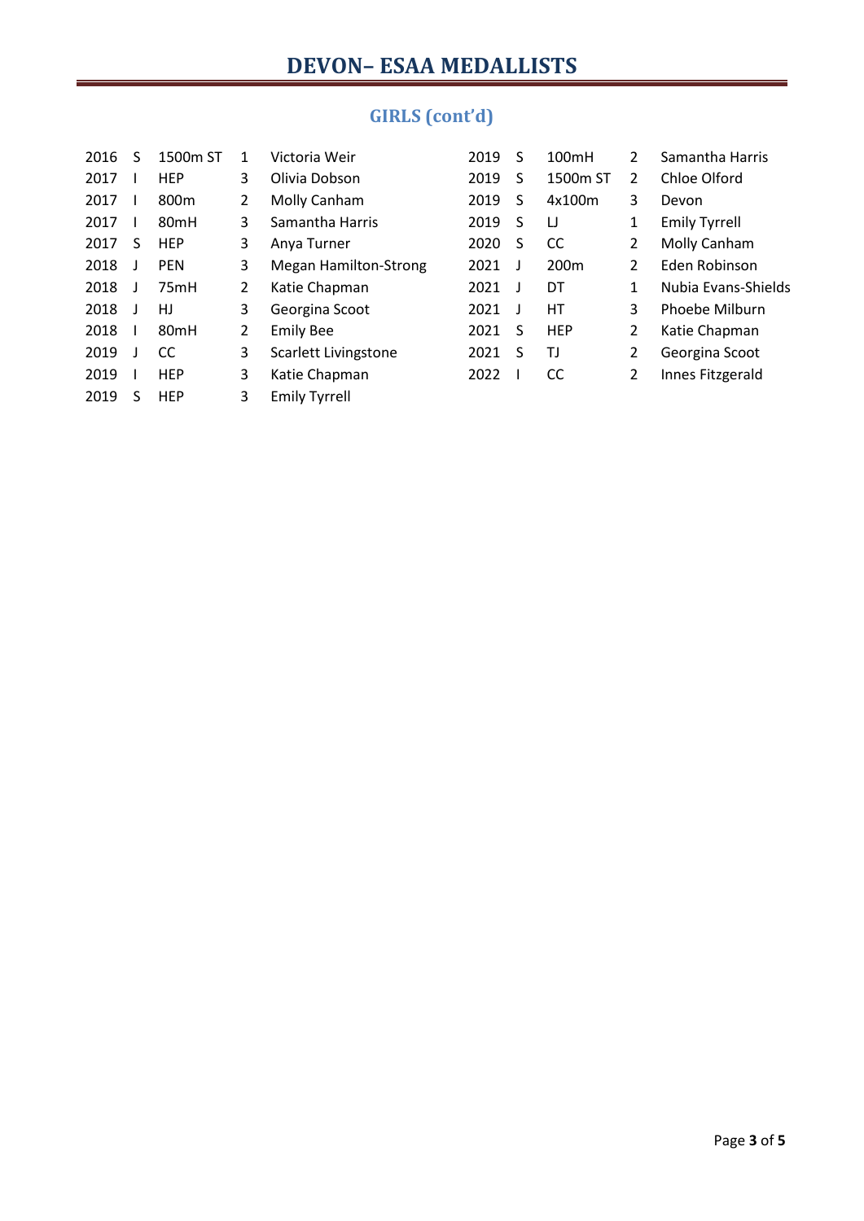# DEVON– ESAA MEDALLISTS

## GIRLS (cont'd)

| | | | | |
|---|---|---|---|---|
| 2016 | S | 1500m ST | 1 | Victoria Weir |
| 2017 | I | HEP | 3 | Olivia Dobson |
| 2017 | I | 800m | 2 | Molly Canham |
| 2017 | I | 80mH | 3 | Samantha Harris |
| 2017 | S | HEP | 3 | Anya Turner |
| 2018 | J | PEN | 3 | Megan Hamilton-Strong |
| 2018 | J | 75mH | 2 | Katie Chapman |
| 2018 | J | HJ | 3 | Georgina Scoot |
| 2018 | I | 80mH | 2 | Emily Bee |
| 2019 | J | CC | 3 | Scarlett Livingstone |
| 2019 | I | HEP | 3 | Katie Chapman |
| 2019 | S | HEP | 3 | Emily Tyrrell |
| 2019 | S | 100mH | 2 | Samantha Harris |
| 2019 | S | 1500m ST | 2 | Chloe Olford |
| 2019 | S | 4x100m | 3 | Devon |
| 2019 | S | LJ | 1 | Emily Tyrrell |
| 2020 | S | CC | 2 | Molly Canham |
| 2021 | J | 200m | 2 | Eden Robinson |
| 2021 | J | DT | 1 | Nubia Evans-Shields |
| 2021 | J | HT | 3 | Phoebe Milburn |
| 2021 | S | HEP | 2 | Katie Chapman |
| 2021 | S | TJ | 2 | Georgina Scoot |
| 2022 | I | CC | 2 | Innes Fitzgerald |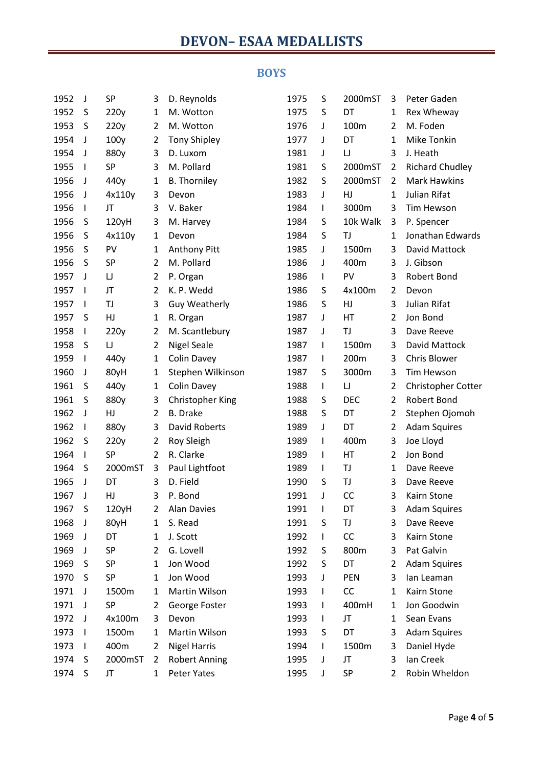# DEVON– ESAA MEDALLISTS

## BOYS

| Year | Age | Event | Pos | Name |
|---|---|---|---|---|
| 1952 | J | SP | 3 | D. Reynolds |
| 1952 | S | 220y | 1 | M. Wotton |
| 1953 | S | 220y | 2 | M. Wotton |
| 1954 | J | 100y | 2 | Tony Shipley |
| 1954 | J | 880y | 3 | D. Luxom |
| 1955 | I | SP | 3 | M. Pollard |
| 1956 | J | 440y | 1 | B. Thorniley |
| 1956 | J | 4x110y | 3 | Devon |
| 1956 | I | JT | 3 | V. Baker |
| 1956 | S | 120yH | 3 | M. Harvey |
| 1956 | S | 4x110y | 1 | Devon |
| 1956 | S | PV | 1 | Anthony Pitt |
| 1956 | S | SP | 2 | M. Pollard |
| 1957 | J | LJ | 2 | P. Organ |
| 1957 | I | JT | 2 | K. P. Wedd |
| 1957 | I | TJ | 3 | Guy Weatherly |
| 1957 | S | HJ | 1 | R. Organ |
| 1958 | I | 220y | 2 | M. Scantlebury |
| 1958 | S | LJ | 2 | Nigel Seale |
| 1959 | I | 440y | 1 | Colin Davey |
| 1960 | J | 80yH | 1 | Stephen Wilkinson |
| 1961 | S | 440y | 1 | Colin Davey |
| 1961 | S | 880y | 3 | Christopher King |
| 1962 | J | HJ | 2 | B. Drake |
| 1962 | I | 880y | 3 | David Roberts |
| 1962 | S | 220y | 2 | Roy Sleigh |
| 1964 | I | SP | 2 | R. Clarke |
| 1964 | S | 2000mST | 3 | Paul Lightfoot |
| 1965 | J | DT | 3 | D. Field |
| 1967 | J | HJ | 3 | P. Bond |
| 1967 | S | 120yH | 2 | Alan Davies |
| 1968 | J | 80yH | 1 | S. Read |
| 1969 | J | DT | 1 | J. Scott |
| 1969 | J | SP | 2 | G. Lovell |
| 1969 | S | SP | 1 | Jon Wood |
| 1970 | S | SP | 1 | Jon Wood |
| 1971 | J | 1500m | 1 | Martin Wilson |
| 1971 | J | SP | 2 | George Foster |
| 1972 | J | 4x100m | 3 | Devon |
| 1973 | I | 1500m | 1 | Martin Wilson |
| 1973 | I | 400m | 2 | Nigel Harris |
| 1974 | S | 2000mST | 2 | Robert Anning |
| 1974 | S | JT | 1 | Peter Yates |
| 1975 | S | 2000mST | 3 | Peter Gaden |
| 1975 | S | DT | 1 | Rex Wheway |
| 1976 | J | 100m | 2 | M. Foden |
| 1977 | J | DT | 1 | Mike Tonkin |
| 1981 | J | LJ | 3 | J. Heath |
| 1981 | S | 2000mST | 2 | Richard Chudley |
| 1982 | S | 2000mST | 2 | Mark Hawkins |
| 1983 | J | HJ | 1 | Julian Rifat |
| 1984 | I | 3000m | 3 | Tim Hewson |
| 1984 | S | 10k Walk | 3 | P. Spencer |
| 1984 | S | TJ | 1 | Jonathan Edwards |
| 1985 | J | 1500m | 3 | David Mattock |
| 1986 | J | 400m | 3 | J. Gibson |
| 1986 | I | PV | 3 | Robert Bond |
| 1986 | S | 4x100m | 2 | Devon |
| 1986 | S | HJ | 3 | Julian Rifat |
| 1987 | J | HT | 2 | Jon Bond |
| 1987 | J | TJ | 3 | Dave Reeve |
| 1987 | I | 1500m | 3 | David Mattock |
| 1987 | I | 200m | 3 | Chris Blower |
| 1987 | S | 3000m | 3 | Tim Hewson |
| 1988 | I | LJ | 2 | Christopher Cotter |
| 1988 | S | DEC | 2 | Robert Bond |
| 1988 | S | DT | 2 | Stephen Ojomoh |
| 1989 | J | DT | 2 | Adam Squires |
| 1989 | I | 400m | 3 | Joe Lloyd |
| 1989 | I | HT | 2 | Jon Bond |
| 1989 | I | TJ | 1 | Dave Reeve |
| 1990 | S | TJ | 3 | Dave Reeve |
| 1991 | J | CC | 3 | Kairn Stone |
| 1991 | I | DT | 3 | Adam Squires |
| 1991 | S | TJ | 3 | Dave Reeve |
| 1992 | I | CC | 3 | Kairn Stone |
| 1992 | S | 800m | 3 | Pat Galvin |
| 1992 | S | DT | 2 | Adam Squires |
| 1993 | J | PEN | 3 | Ian Leaman |
| 1993 | I | CC | 1 | Kairn Stone |
| 1993 | I | 400mH | 1 | Jon Goodwin |
| 1993 | I | JT | 1 | Sean Evans |
| 1993 | S | DT | 3 | Adam Squires |
| 1994 | I | 1500m | 3 | Daniel Hyde |
| 1995 | J | JT | 3 | Ian Creek |
| 1995 | J | SP | 2 | Robin Wheldon |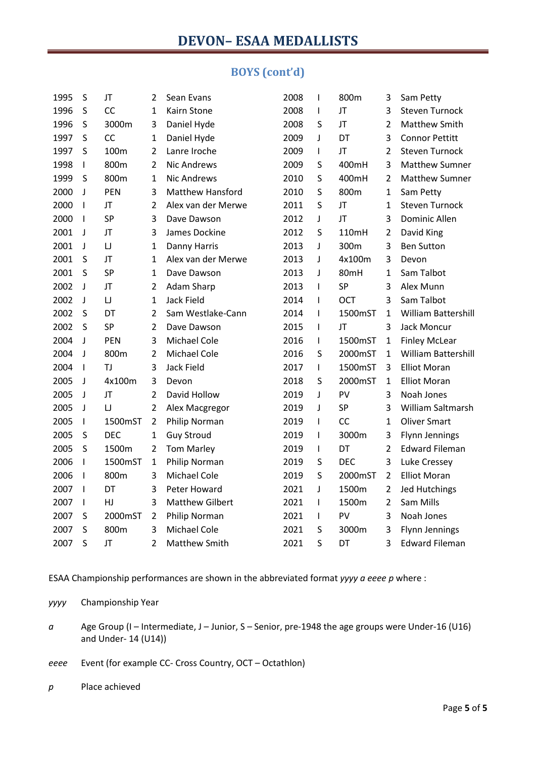# DEVON– ESAA MEDALLISTS

## BOYS (cont'd)

| | | | | |
|---|---|---|---|---|
| 1995 | S | JT | 2 | Sean Evans |
| 1996 | S | CC | 1 | Kairn Stone |
| 1996 | S | 3000m | 3 | Daniel Hyde |
| 1997 | S | CC | 1 | Daniel Hyde |
| 1997 | S | 100m | 2 | Lanre Iroche |
| 1998 | I | 800m | 2 | Nic Andrews |
| 1999 | S | 800m | 1 | Nic Andrews |
| 2000 | J | PEN | 3 | Matthew Hansford |
| 2000 | I | JT | 2 | Alex van der Merwe |
| 2000 | I | SP | 3 | Dave Dawson |
| 2001 | J | JT | 3 | James Dockine |
| 2001 | J | LJ | 1 | Danny Harris |
| 2001 | S | JT | 1 | Alex van der Merwe |
| 2001 | S | SP | 1 | Dave Dawson |
| 2002 | J | JT | 2 | Adam Sharp |
| 2002 | J | LJ | 1 | Jack Field |
| 2002 | S | DT | 2 | Sam Westlake-Cann |
| 2002 | S | SP | 2 | Dave Dawson |
| 2004 | J | PEN | 3 | Michael Cole |
| 2004 | J | 800m | 2 | Michael Cole |
| 2004 | I | TJ | 3 | Jack Field |
| 2005 | J | 4x100m | 3 | Devon |
| 2005 | J | JT | 2 | David Hollow |
| 2005 | J | LJ | 2 | Alex Macgregor |
| 2005 | I | 1500mST | 2 | Philip Norman |
| 2005 | S | DEC | 1 | Guy Stroud |
| 2005 | S | 1500m | 2 | Tom Marley |
| 2006 | I | 1500mST | 1 | Philip Norman |
| 2006 | I | 800m | 3 | Michael Cole |
| 2007 | I | DT | 3 | Peter Howard |
| 2007 | I | HJ | 3 | Matthew Gilbert |
| 2007 | S | 2000mST | 2 | Philip Norman |
| 2007 | S | 800m | 3 | Michael Cole |
| 2007 | S | JT | 2 | Matthew Smith |
| 2008 | I | 800m | 3 | Sam Petty |
| 2008 | I | JT | 3 | Steven Turnock |
| 2008 | S | JT | 2 | Matthew Smith |
| 2009 | J | DT | 3 | Connor Pettitt |
| 2009 | I | JT | 2 | Steven Turnock |
| 2009 | S | 400mH | 3 | Matthew Sumner |
| 2010 | S | 400mH | 2 | Matthew Sumner |
| 2010 | S | 800m | 1 | Sam Petty |
| 2011 | S | JT | 1 | Steven Turnock |
| 2012 | J | JT | 3 | Dominic Allen |
| 2012 | S | 110mH | 2 | David King |
| 2013 | J | 300m | 3 | Ben Sutton |
| 2013 | J | 4x100m | 3 | Devon |
| 2013 | J | 80mH | 1 | Sam Talbot |
| 2013 | I | SP | 3 | Alex Munn |
| 2014 | I | OCT | 3 | Sam Talbot |
| 2014 | I | 1500mST | 1 | William Battershill |
| 2015 | I | JT | 3 | Jack Moncur |
| 2016 | I | 1500mST | 1 | Finley McLear |
| 2016 | S | 2000mST | 1 | William Battershill |
| 2017 | I | 1500mST | 3 | Elliot Moran |
| 2018 | S | 2000mST | 1 | Elliot Moran |
| 2019 | J | PV | 3 | Noah Jones |
| 2019 | J | SP | 3 | William Saltmarsh |
| 2019 | I | CC | 1 | Oliver Smart |
| 2019 | I | 3000m | 3 | Flynn Jennings |
| 2019 | I | DT | 2 | Edward Fileman |
| 2019 | S | DEC | 3 | Luke Cressey |
| 2019 | S | 2000mST | 2 | Elliot Moran |
| 2021 | J | 1500m | 2 | Jed Hutchings |
| 2021 | I | 1500m | 2 | Sam Mills |
| 2021 | I | PV | 3 | Noah Jones |
| 2021 | S | 3000m | 3 | Flynn Jennings |
| 2021 | S | DT | 3 | Edward Fileman |

ESAA Championship performances are shown in the abbreviated format *yyyy a eeee p* where :

*yyyy* Championship Year

*a* Age Group (I – Intermediate, J – Junior, S – Senior, pre-1948 the age groups were Under-16 (U16) and Under- 14 (U14))

*eeee* Event (for example CC- Cross Country, OCT – Octathlon)

*p* Place achieved